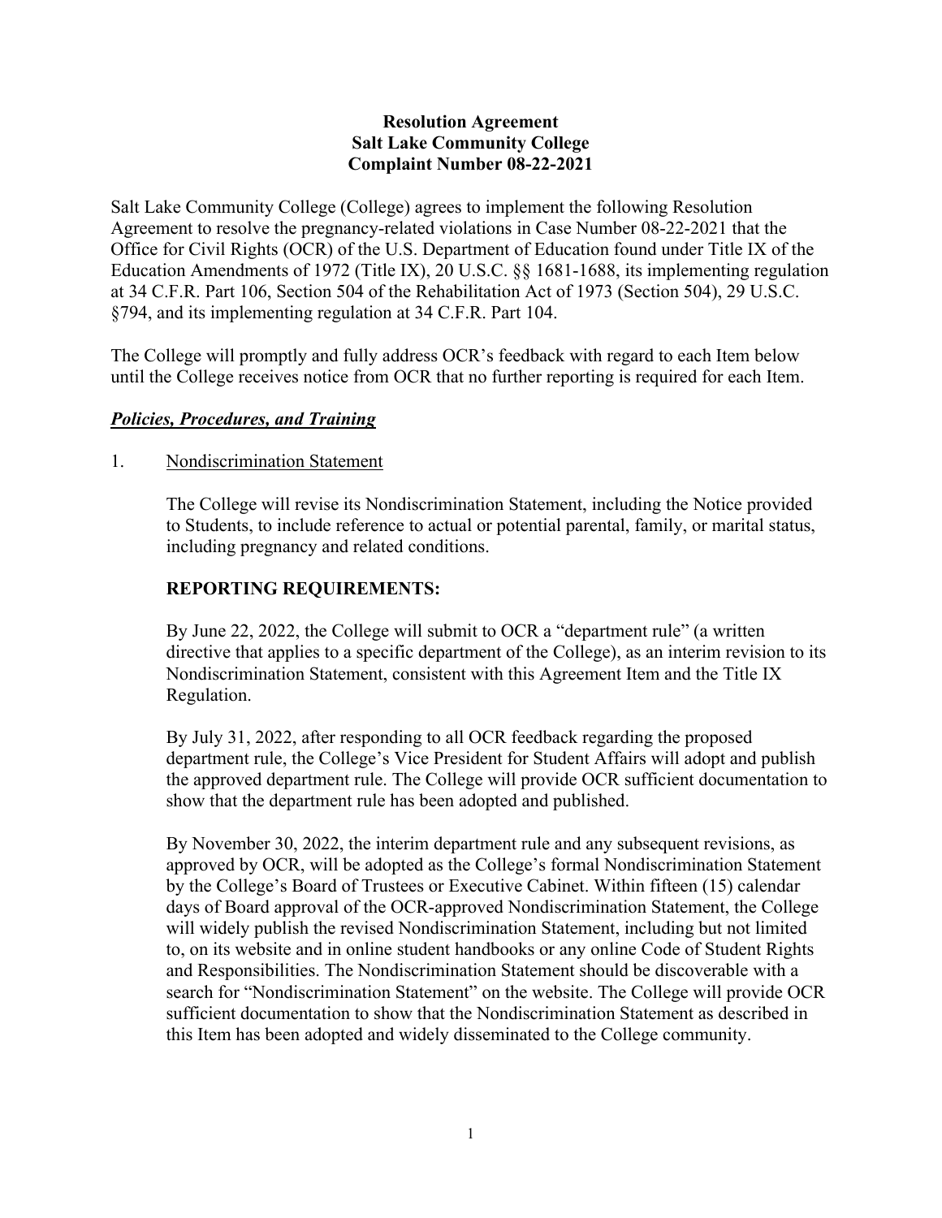**Resolution Agreement**
**Salt Lake Community College**
**Complaint Number 08-22-2021**

Salt Lake Community College (College) agrees to implement the following Resolution Agreement to resolve the pregnancy-related violations in Case Number 08-22-2021 that the Office for Civil Rights (OCR) of the U.S. Department of Education found under Title IX of the Education Amendments of 1972 (Title IX), 20 U.S.C. §§ 1681-1688, its implementing regulation at 34 C.F.R. Part 106, Section 504 of the Rehabilitation Act of 1973 (Section 504), 29 U.S.C. §794, and its implementing regulation at 34 C.F.R. Part 104.

The College will promptly and fully address OCR's feedback with regard to each Item below until the College receives notice from OCR that no further reporting is required for each Item.

***Policies, Procedures, and Training***

1. Nondiscrimination Statement

   The College will revise its Nondiscrimination Statement, including the Notice provided to Students, to include reference to actual or potential parental, family, or marital status, including pregnancy and related conditions.

   **REPORTING REQUIREMENTS:**

   By June 22, 2022, the College will submit to OCR a "department rule" (a written directive that applies to a specific department of the College), as an interim revision to its Nondiscrimination Statement, consistent with this Agreement Item and the Title IX Regulation.

   By July 31, 2022, after responding to all OCR feedback regarding the proposed department rule, the College's Vice President for Student Affairs will adopt and publish the approved department rule. The College will provide OCR sufficient documentation to show that the department rule has been adopted and published.

   By November 30, 2022, the interim department rule and any subsequent revisions, as approved by OCR, will be adopted as the College's formal Nondiscrimination Statement by the College's Board of Trustees or Executive Cabinet. Within fifteen (15) calendar days of Board approval of the OCR-approved Nondiscrimination Statement, the College will widely publish the revised Nondiscrimination Statement, including but not limited to, on its website and in online student handbooks or any online Code of Student Rights and Responsibilities. The Nondiscrimination Statement should be discoverable with a search for "Nondiscrimination Statement" on the website. The College will provide OCR sufficient documentation to show that the Nondiscrimination Statement as described in this Item has been adopted and widely disseminated to the College community.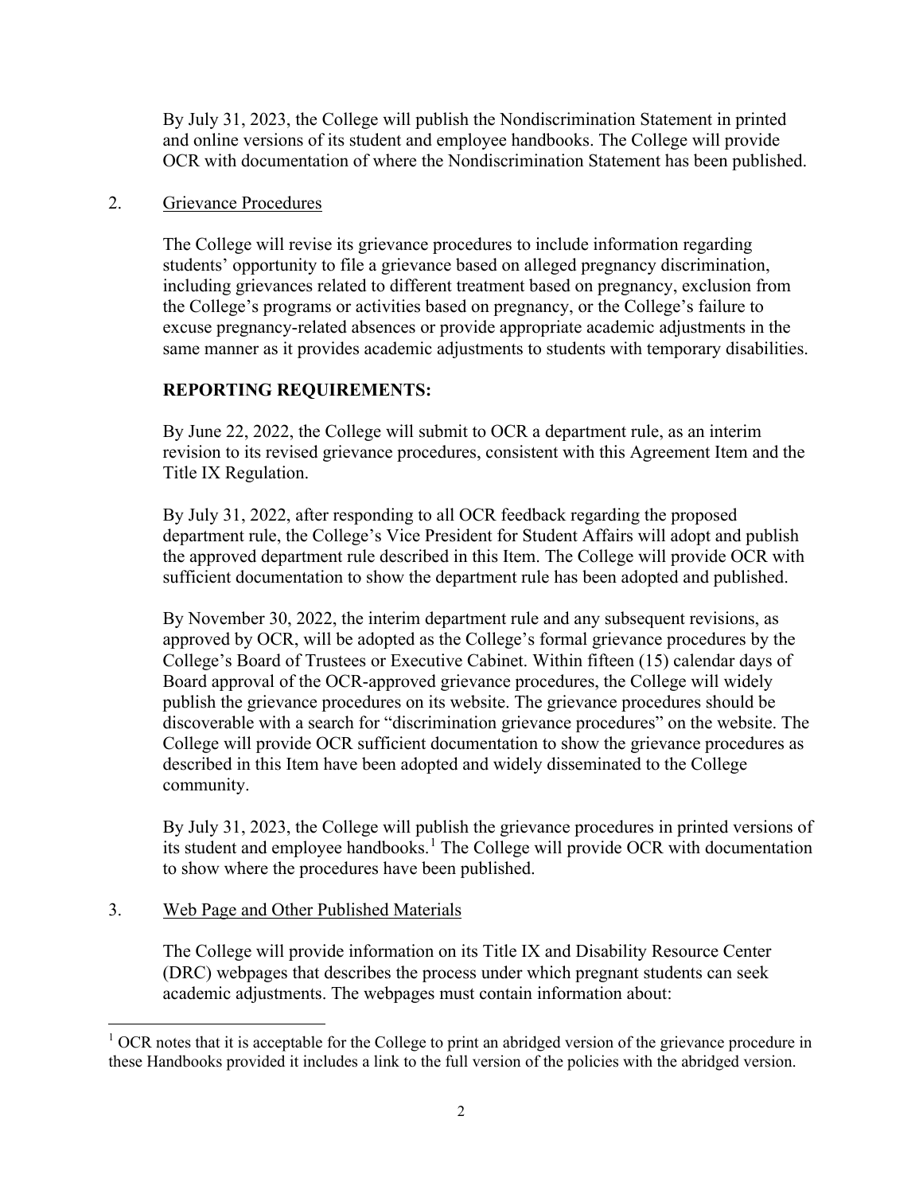By July 31, 2023, the College will publish the Nondiscrimination Statement in printed and online versions of its student and employee handbooks. The College will provide OCR with documentation of where the Nondiscrimination Statement has been published.

2. Grievance Procedures

The College will revise its grievance procedures to include information regarding students' opportunity to file a grievance based on alleged pregnancy discrimination, including grievances related to different treatment based on pregnancy, exclusion from the College's programs or activities based on pregnancy, or the College's failure to excuse pregnancy-related absences or provide appropriate academic adjustments in the same manner as it provides academic adjustments to students with temporary disabilities.

**REPORTING REQUIREMENTS:**

By June 22, 2022, the College will submit to OCR a department rule, as an interim revision to its revised grievance procedures, consistent with this Agreement Item and the Title IX Regulation.

By July 31, 2022, after responding to all OCR feedback regarding the proposed department rule, the College's Vice President for Student Affairs will adopt and publish the approved department rule described in this Item. The College will provide OCR with sufficient documentation to show the department rule has been adopted and published.

By November 30, 2022, the interim department rule and any subsequent revisions, as approved by OCR, will be adopted as the College's formal grievance procedures by the College's Board of Trustees or Executive Cabinet. Within fifteen (15) calendar days of Board approval of the OCR-approved grievance procedures, the College will widely publish the grievance procedures on its website. The grievance procedures should be discoverable with a search for "discrimination grievance procedures" on the website. The College will provide OCR sufficient documentation to show the grievance procedures as described in this Item have been adopted and widely disseminated to the College community.

By July 31, 2023, the College will publish the grievance procedures in printed versions of its student and employee handbooks.[1] The College will provide OCR with documentation to show where the procedures have been published.

3. Web Page and Other Published Materials

The College will provide information on its Title IX and Disability Resource Center (DRC) webpages that describes the process under which pregnant students can seek academic adjustments. The webpages must contain information about:

[1] OCR notes that it is acceptable for the College to print an abridged version of the grievance procedure in these Handbooks provided it includes a link to the full version of the policies with the abridged version.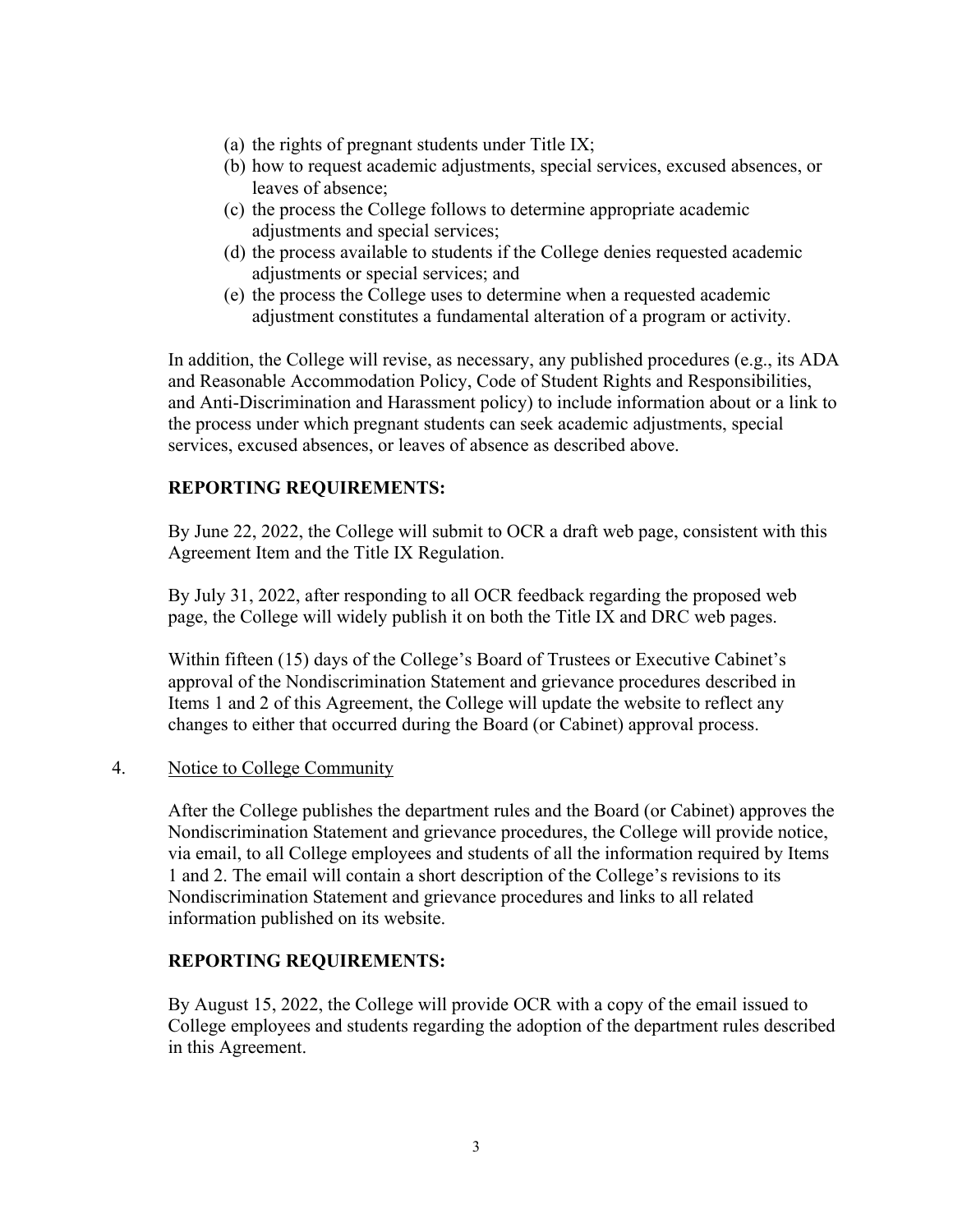(a) the rights of pregnant students under Title IX;
(b) how to request academic adjustments, special services, excused absences, or leaves of absence;
(c) the process the College follows to determine appropriate academic adjustments and special services;
(d) the process available to students if the College denies requested academic adjustments or special services; and
(e) the process the College uses to determine when a requested academic adjustment constitutes a fundamental alteration of a program or activity.

In addition, the College will revise, as necessary, any published procedures (e.g., its ADA and Reasonable Accommodation Policy, Code of Student Rights and Responsibilities, and Anti-Discrimination and Harassment policy) to include information about or a link to the process under which pregnant students can seek academic adjustments, special services, excused absences, or leaves of absence as described above.

**REPORTING REQUIREMENTS:**

By June 22, 2022, the College will submit to OCR a draft web page, consistent with this Agreement Item and the Title IX Regulation.

By July 31, 2022, after responding to all OCR feedback regarding the proposed web page, the College will widely publish it on both the Title IX and DRC web pages.

Within fifteen (15) days of the College's Board of Trustees or Executive Cabinet's approval of the Nondiscrimination Statement and grievance procedures described in Items 1 and 2 of this Agreement, the College will update the website to reflect any changes to either that occurred during the Board (or Cabinet) approval process.

4. Notice to College Community

After the College publishes the department rules and the Board (or Cabinet) approves the Nondiscrimination Statement and grievance procedures, the College will provide notice, via email, to all College employees and students of all the information required by Items 1 and 2. The email will contain a short description of the College's revisions to its Nondiscrimination Statement and grievance procedures and links to all related information published on its website.

**REPORTING REQUIREMENTS:**

By August 15, 2022, the College will provide OCR with a copy of the email issued to College employees and students regarding the adoption of the department rules described in this Agreement.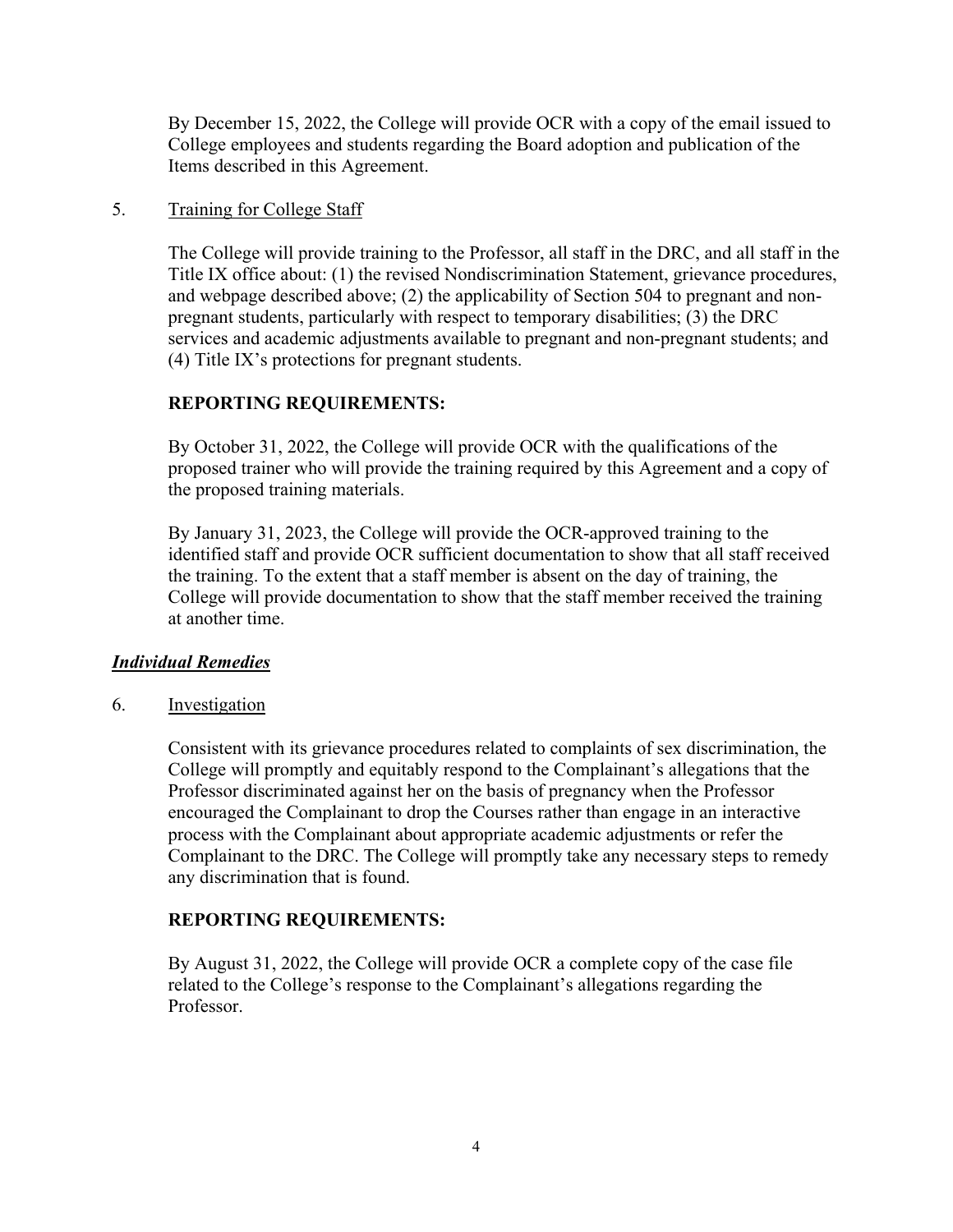By December 15, 2022, the College will provide OCR with a copy of the email issued to College employees and students regarding the Board adoption and publication of the Items described in this Agreement.

5. Training for College Staff

The College will provide training to the Professor, all staff in the DRC, and all staff in the Title IX office about: (1) the revised Nondiscrimination Statement, grievance procedures, and webpage described above; (2) the applicability of Section 504 to pregnant and non-pregnant students, particularly with respect to temporary disabilities; (3) the DRC services and academic adjustments available to pregnant and non-pregnant students; and (4) Title IX's protections for pregnant students.

**REPORTING REQUIREMENTS:**

By October 31, 2022, the College will provide OCR with the qualifications of the proposed trainer who will provide the training required by this Agreement and a copy of the proposed training materials.

By January 31, 2023, the College will provide the OCR-approved training to the identified staff and provide OCR sufficient documentation to show that all staff received the training. To the extent that a staff member is absent on the day of training, the College will provide documentation to show that the staff member received the training at another time.

***Individual Remedies***

6. Investigation

Consistent with its grievance procedures related to complaints of sex discrimination, the College will promptly and equitably respond to the Complainant's allegations that the Professor discriminated against her on the basis of pregnancy when the Professor encouraged the Complainant to drop the Courses rather than engage in an interactive process with the Complainant about appropriate academic adjustments or refer the Complainant to the DRC. The College will promptly take any necessary steps to remedy any discrimination that is found.

**REPORTING REQUIREMENTS:**

By August 31, 2022, the College will provide OCR a complete copy of the case file related to the College's response to the Complainant's allegations regarding the Professor.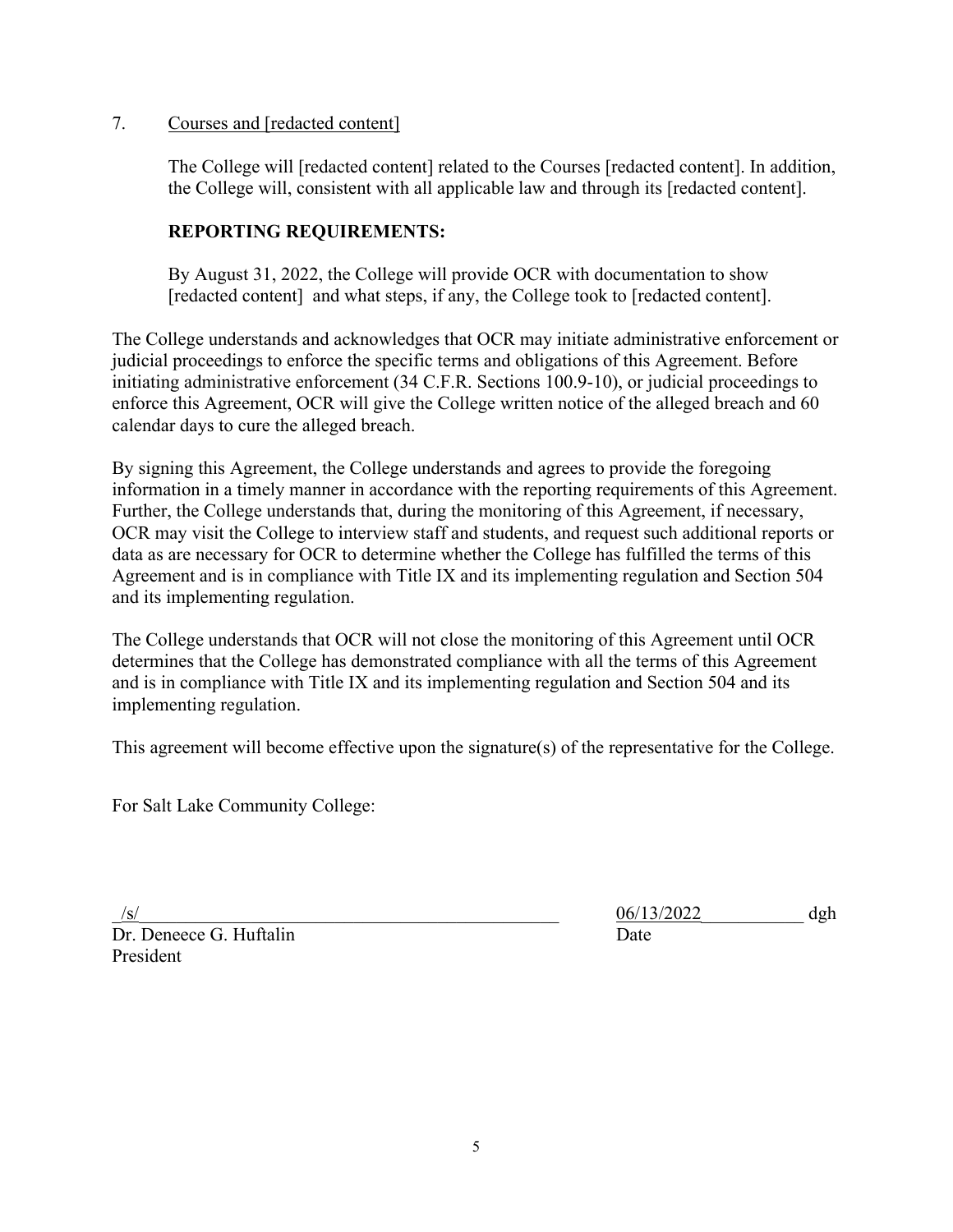7. Courses and [redacted content]

The College will [redacted content] related to the Courses [redacted content]. In addition, the College will, consistent with all applicable law and through its [redacted content].

**REPORTING REQUIREMENTS:**

By August 31, 2022, the College will provide OCR with documentation to show [redacted content] and what steps, if any, the College took to [redacted content].

The College understands and acknowledges that OCR may initiate administrative enforcement or judicial proceedings to enforce the specific terms and obligations of this Agreement. Before initiating administrative enforcement (34 C.F.R. Sections 100.9-10), or judicial proceedings to enforce this Agreement, OCR will give the College written notice of the alleged breach and 60 calendar days to cure the alleged breach.

By signing this Agreement, the College understands and agrees to provide the foregoing information in a timely manner in accordance with the reporting requirements of this Agreement. Further, the College understands that, during the monitoring of this Agreement, if necessary, OCR may visit the College to interview staff and students, and request such additional reports or data as are necessary for OCR to determine whether the College has fulfilled the terms of this Agreement and is in compliance with Title IX and its implementing regulation and Section 504 and its implementing regulation.

The College understands that OCR will not close the monitoring of this Agreement until OCR determines that the College has demonstrated compliance with all the terms of this Agreement and is in compliance with Title IX and its implementing regulation and Section 504 and its implementing regulation.

This agreement will become effective upon the signature(s) of the representative for the College.

For Salt Lake Community College:

/s/ 06/13/2022 dgh

Dr. Deneece G. Huftalin
President

Date